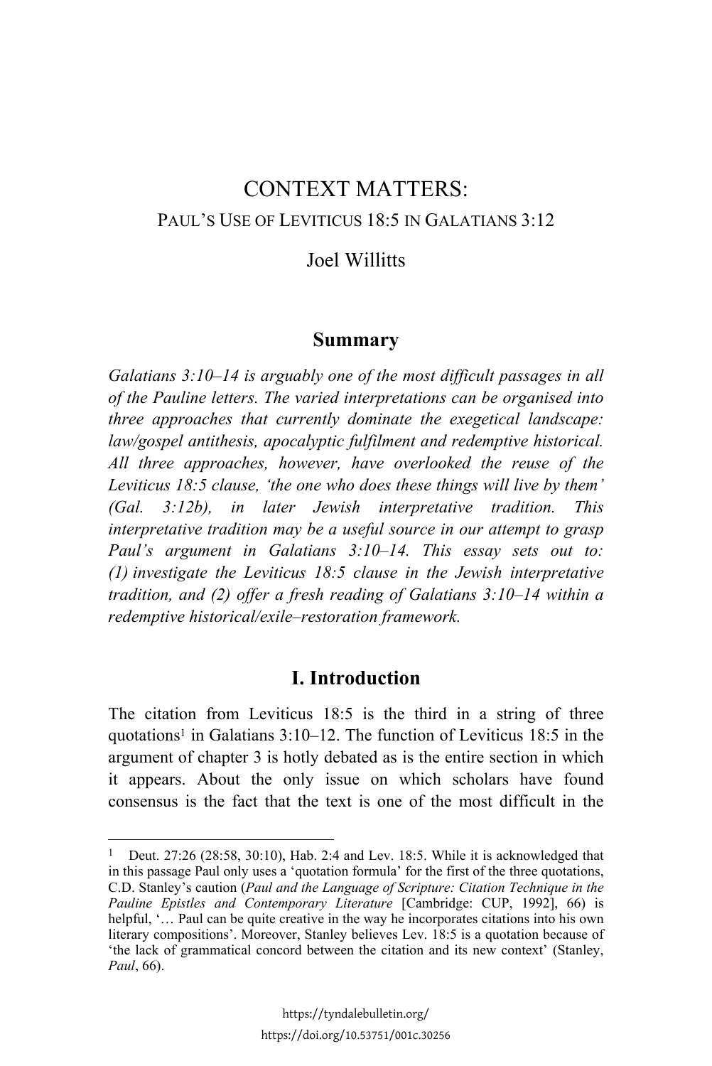# CONTEXT MATTERS:

## PAUL'S USE OF LEVITICUS 18:5 IN GALATIANS 3:12

Joel Willitts

## Summary

*Galatians 3:10–14 is arguably one of the most difficult passages in all of the Pauline letters. The varied interpretations can be organised into three approaches that currently dominate the exegetical landscape: law/gospel antithesis, apocalyptic fulfilment and redemptive historical. All three approaches, however, have overlooked the reuse of the Leviticus 18:5 clause, 'the one who does these things will live by them' (Gal. 3:12b), in later Jewish interpretative tradition. This interpretative tradition may be a useful source in our attempt to grasp Paul's argument in Galatians 3:10–14. This essay sets out to: (1) investigate the Leviticus 18:5 clause in the Jewish interpretative tradition, and (2) offer a fresh reading of Galatians 3:10–14 within a redemptive historical/exile–restoration framework.*

## I. Introduction

The citation from Leviticus 18:5 is the third in a string of three quotations[1] in Galatians 3:10–12. The function of Leviticus 18:5 in the argument of chapter 3 is hotly debated as is the entire section in which it appears. About the only issue on which scholars have found consensus is the fact that the text is one of the most difficult in the

---

[1] Deut. 27:26 (28:58, 30:10), Hab. 2:4 and Lev. 18:5. While it is acknowledged that in this passage Paul only uses a 'quotation formula' for the first of the three quotations, C.D. Stanley's caution (*Paul and the Language of Scripture: Citation Technique in the Pauline Epistles and Contemporary Literature* [Cambridge: CUP, 1992], 66) is helpful, '… Paul can be quite creative in the way he incorporates citations into his own literary compositions'. Moreover, Stanley believes Lev. 18:5 is a quotation because of 'the lack of grammatical concord between the citation and its new context' (Stanley, *Paul*, 66).

https://tyndalebulletin.org/

https://doi.org/10.53751/001c.30256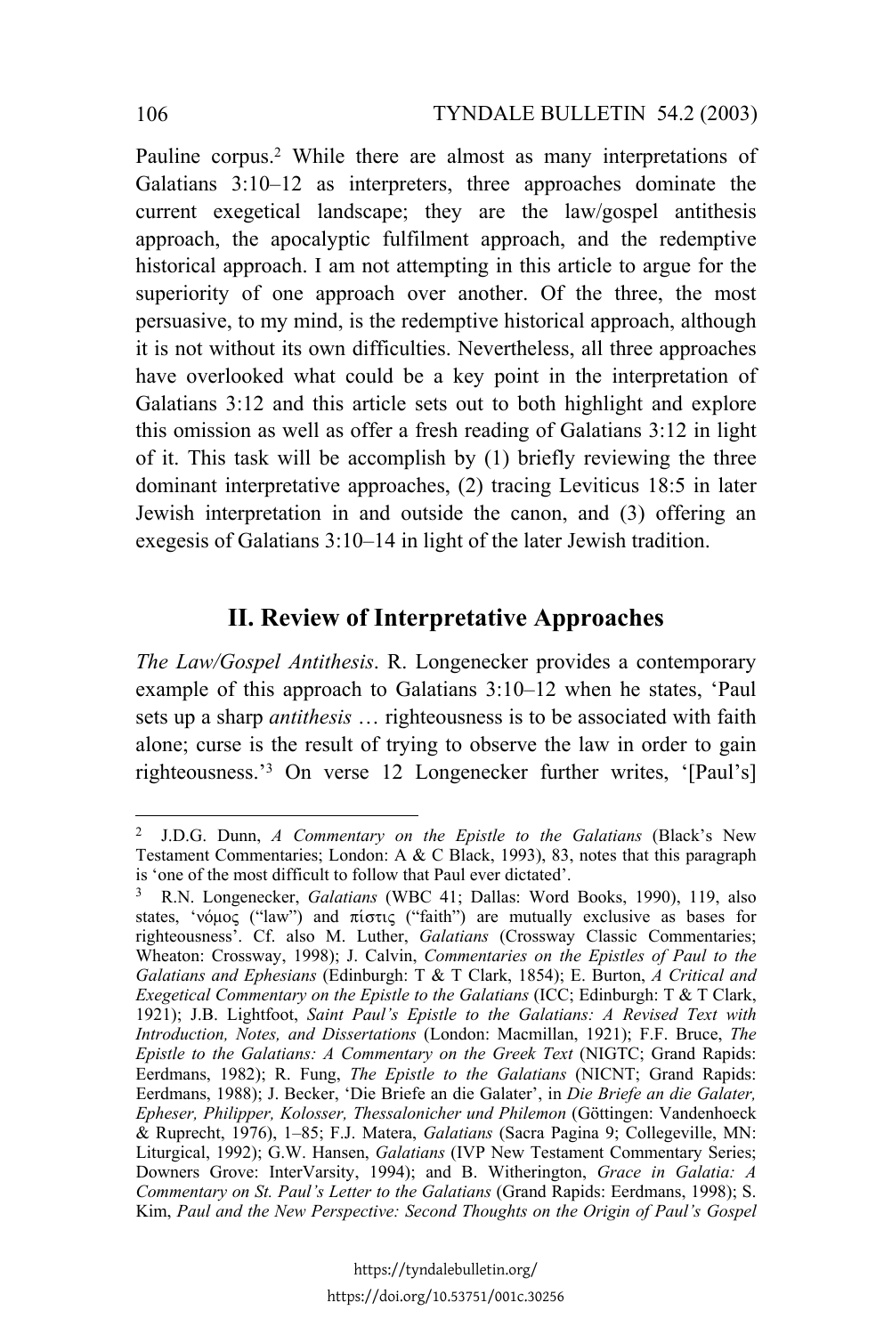Pauline corpus.[2] While there are almost as many interpretations of Galatians 3:10–12 as interpreters, three approaches dominate the current exegetical landscape; they are the law/gospel antithesis approach, the apocalyptic fulfilment approach, and the redemptive historical approach. I am not attempting in this article to argue for the superiority of one approach over another. Of the three, the most persuasive, to my mind, is the redemptive historical approach, although it is not without its own difficulties. Nevertheless, all three approaches have overlooked what could be a key point in the interpretation of Galatians 3:12 and this article sets out to both highlight and explore this omission as well as offer a fresh reading of Galatians 3:12 in light of it. This task will be accomplish by (1) briefly reviewing the three dominant interpretative approaches, (2) tracing Leviticus 18:5 in later Jewish interpretation in and outside the canon, and (3) offering an exegesis of Galatians 3:10–14 in light of the later Jewish tradition.

## II. Review of Interpretative Approaches

*The Law/Gospel Antithesis*. R. Longenecker provides a contemporary example of this approach to Galatians 3:10–12 when he states, 'Paul sets up a sharp *antithesis* … righteousness is to be associated with faith alone; curse is the result of trying to observe the law in order to gain righteousness.'[3] On verse 12 Longenecker further writes, '[Paul's]

---

[2] J.D.G. Dunn, *A Commentary on the Epistle to the Galatians* (Black's New Testament Commentaries; London: A & C Black, 1993), 83, notes that this paragraph is 'one of the most difficult to follow that Paul ever dictated'.

[3] R.N. Longenecker, *Galatians* (WBC 41; Dallas: Word Books, 1990), 119, also states, 'νόμος ("law") and πίστις ("faith") are mutually exclusive as bases for righteousness'. Cf. also M. Luther, *Galatians* (Crossway Classic Commentaries; Wheaton: Crossway, 1998); J. Calvin, *Commentaries on the Epistles of Paul to the Galatians and Ephesians* (Edinburgh: T & T Clark, 1854); E. Burton, *A Critical and Exegetical Commentary on the Epistle to the Galatians* (ICC; Edinburgh: T & T Clark, 1921); J.B. Lightfoot, *Saint Paul's Epistle to the Galatians: A Revised Text with Introduction, Notes, and Dissertations* (London: Macmillan, 1921); F.F. Bruce, *The Epistle to the Galatians: A Commentary on the Greek Text* (NIGTC; Grand Rapids: Eerdmans, 1982); R. Fung, *The Epistle to the Galatians* (NICNT; Grand Rapids: Eerdmans, 1988); J. Becker, 'Die Briefe an die Galater', in *Die Briefe an die Galater, Epheser, Philipper, Kolosser, Thessalonicher und Philemon* (Göttingen: Vandenhoeck & Ruprecht, 1976), 1–85; F.J. Matera, *Galatians* (Sacra Pagina 9; Collegeville, MN: Liturgical, 1992); G.W. Hansen, *Galatians* (IVP New Testament Commentary Series; Downers Grove: InterVarsity, 1994); and B. Witherington, *Grace in Galatia: A Commentary on St. Paul's Letter to the Galatians* (Grand Rapids: Eerdmans, 1998); S. Kim, *Paul and the New Perspective: Second Thoughts on the Origin of Paul's Gospel*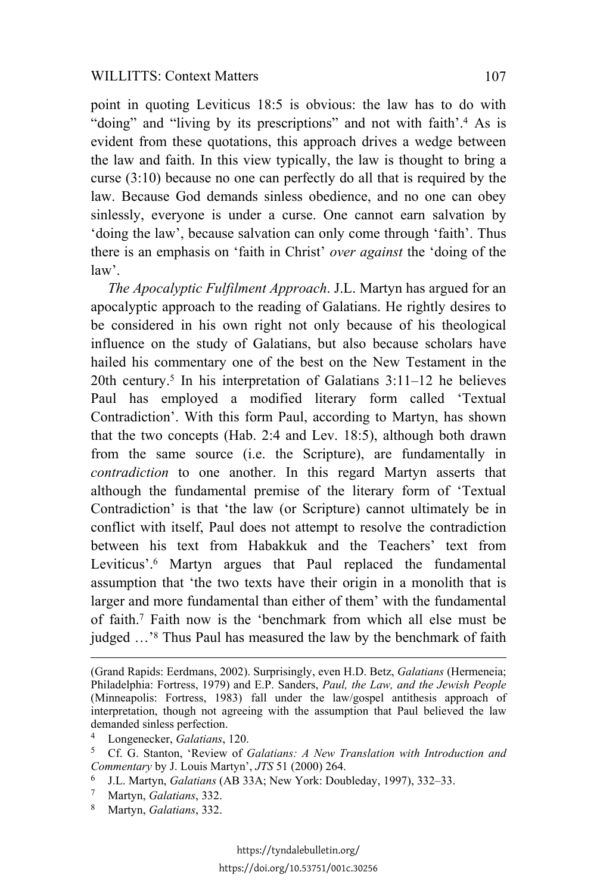point in quoting Leviticus 18:5 is obvious: the law has to do with "doing" and "living by its prescriptions" and not with faith'.[4] As is evident from these quotations, this approach drives a wedge between the law and faith. In this view typically, the law is thought to bring a curse (3:10) because no one can perfectly do all that is required by the law. Because God demands sinless obedience, and no one can obey sinlessly, everyone is under a curse. One cannot earn salvation by 'doing the law', because salvation can only come through 'faith'. Thus there is an emphasis on 'faith in Christ' *over against* the 'doing of the law'.

*The Apocalyptic Fulfilment Approach*. J.L. Martyn has argued for an apocalyptic approach to the reading of Galatians. He rightly desires to be considered in his own right not only because of his theological influence on the study of Galatians, but also because scholars have hailed his commentary one of the best on the New Testament in the 20th century.[5] In his interpretation of Galatians 3:11–12 he believes Paul has employed a modified literary form called 'Textual Contradiction'. With this form Paul, according to Martyn, has shown that the two concepts (Hab. 2:4 and Lev. 18:5), although both drawn from the same source (i.e. the Scripture), are fundamentally in *contradiction* to one another. In this regard Martyn asserts that although the fundamental premise of the literary form of 'Textual Contradiction' is that 'the law (or Scripture) cannot ultimately be in conflict with itself, Paul does not attempt to resolve the contradiction between his text from Habakkuk and the Teachers' text from Leviticus'.[6] Martyn argues that Paul replaced the fundamental assumption that 'the two texts have their origin in a monolith that is larger and more fundamental than either of them' with the fundamental of faith.[7] Faith now is the 'benchmark from which all else must be judged …'[8] Thus Paul has measured the law by the benchmark of faith

---

(Grand Rapids: Eerdmans, 2002). Surprisingly, even H.D. Betz, *Galatians* (Hermeneia; Philadelphia: Fortress, 1979) and E.P. Sanders, *Paul, the Law, and the Jewish People* (Minneapolis: Fortress, 1983) fall under the law/gospel antithesis approach of interpretation, though not agreeing with the assumption that Paul believed the law demanded sinless perfection.

[4] Longenecker, *Galatians*, 120.

[5] Cf. G. Stanton, 'Review of *Galatians: A New Translation with Introduction and Commentary* by J. Louis Martyn', *JTS* 51 (2000) 264.

[6] J.L. Martyn, *Galatians* (AB 33A; New York: Doubleday, 1997), 332–33.

[7] Martyn, *Galatians*, 332.

[8] Martyn, *Galatians*, 332.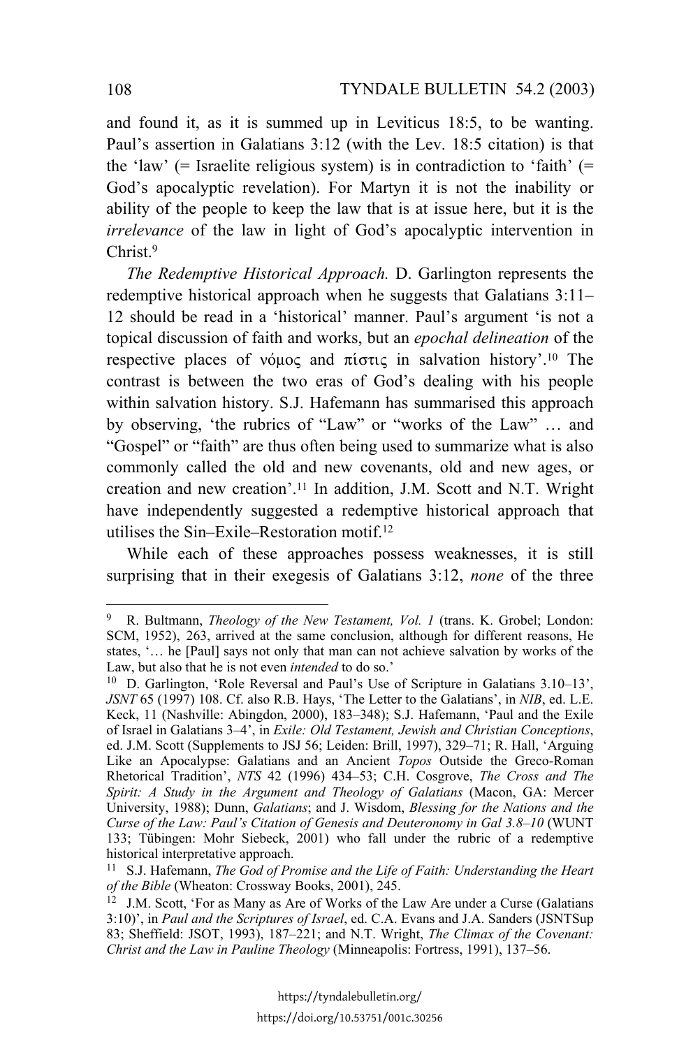and found it, as it is summed up in Leviticus 18:5, to be wanting. Paul's assertion in Galatians 3:12 (with the Lev. 18:5 citation) is that the 'law' (= Israelite religious system) is in contradiction to 'faith' (= God's apocalyptic revelation). For Martyn it is not the inability or ability of the people to keep the law that is at issue here, but it is the *irrelevance* of the law in light of God's apocalyptic intervention in Christ.[9]

*The Redemptive Historical Approach.* D. Garlington represents the redemptive historical approach when he suggests that Galatians 3:11–12 should be read in a 'historical' manner. Paul's argument 'is not a topical discussion of faith and works, but an *epochal delineation* of the respective places of νόμος and πίστις in salvation history'.[10] The contrast is between the two eras of God's dealing with his people within salvation history. S.J. Hafemann has summarised this approach by observing, 'the rubrics of "Law" or "works of the Law" … and "Gospel" or "faith" are thus often being used to summarize what is also commonly called the old and new covenants, old and new ages, or creation and new creation'.[11] In addition, J.M. Scott and N.T. Wright have independently suggested a redemptive historical approach that utilises the Sin–Exile–Restoration motif.[12]

While each of these approaches possess weaknesses, it is still surprising that in their exegesis of Galatians 3:12, *none* of the three

---

[9] R. Bultmann, *Theology of the New Testament, Vol. 1* (trans. K. Grobel; London: SCM, 1952), 263, arrived at the same conclusion, although for different reasons, He states, '… he [Paul] says not only that man can not achieve salvation by works of the Law, but also that he is not even *intended* to do so.'

[10] D. Garlington, 'Role Reversal and Paul's Use of Scripture in Galatians 3.10–13', *JSNT* 65 (1997) 108. Cf. also R.B. Hays, 'The Letter to the Galatians', in *NIB*, ed. L.E. Keck, 11 (Nashville: Abingdon, 2000), 183–348); S.J. Hafemann, 'Paul and the Exile of Israel in Galatians 3–4', in *Exile: Old Testament, Jewish and Christian Conceptions*, ed. J.M. Scott (Supplements to JSJ 56; Leiden: Brill, 1997), 329–71; R. Hall, 'Arguing Like an Apocalypse: Galatians and an Ancient *Topos* Outside the Greco-Roman Rhetorical Tradition', *NTS* 42 (1996) 434–53; C.H. Cosgrove, *The Cross and The Spirit: A Study in the Argument and Theology of Galatians* (Macon, GA: Mercer University, 1988); Dunn, *Galatians*; and J. Wisdom, *Blessing for the Nations and the Curse of the Law: Paul's Citation of Genesis and Deuteronomy in Gal 3.8–10* (WUNT 133; Tübingen: Mohr Siebeck, 2001) who fall under the rubric of a redemptive historical interpretative approach.

[11] S.J. Hafemann, *The God of Promise and the Life of Faith: Understanding the Heart of the Bible* (Wheaton: Crossway Books, 2001), 245.

[12] J.M. Scott, 'For as Many as Are of Works of the Law Are under a Curse (Galatians 3:10)', in *Paul and the Scriptures of Israel*, ed. C.A. Evans and J.A. Sanders (JSNTSup 83; Sheffield: JSOT, 1993), 187–221; and N.T. Wright, *The Climax of the Covenant: Christ and the Law in Pauline Theology* (Minneapolis: Fortress, 1991), 137–56.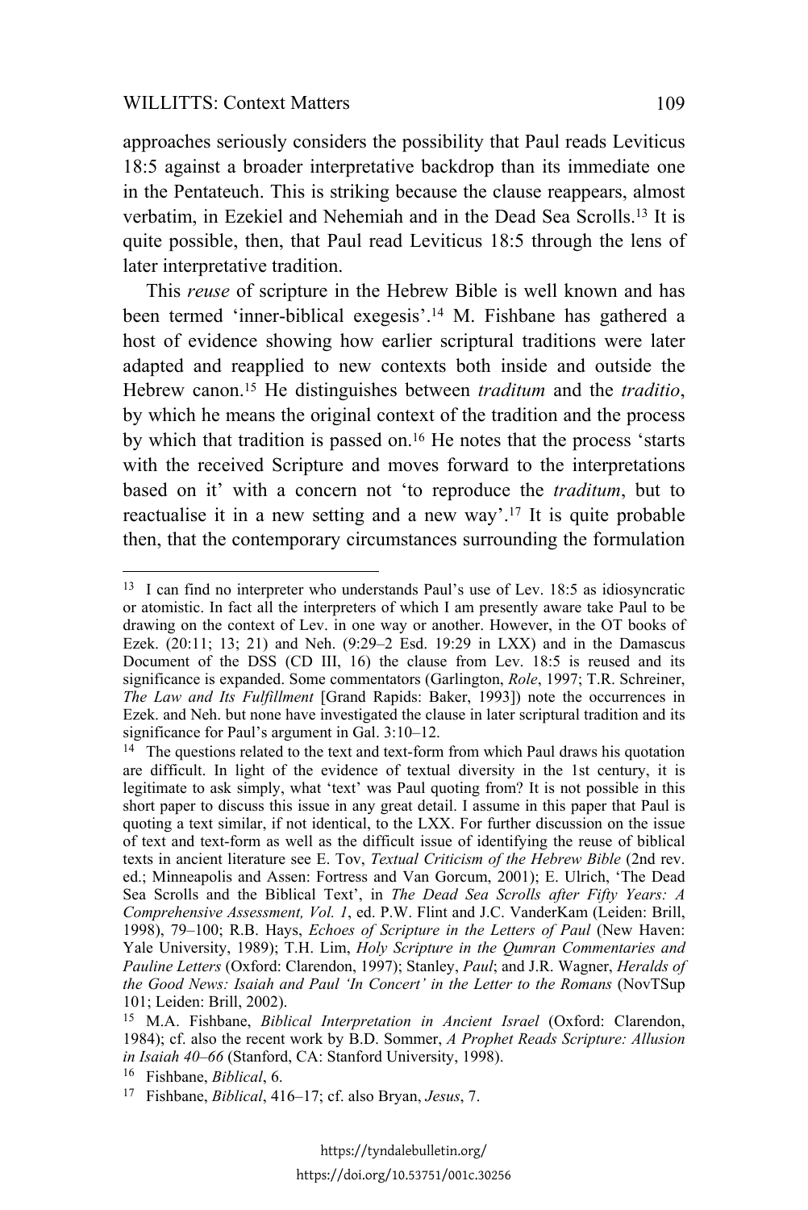approaches seriously considers the possibility that Paul reads Leviticus 18:5 against a broader interpretative backdrop than its immediate one in the Pentateuch. This is striking because the clause reappears, almost verbatim, in Ezekiel and Nehemiah and in the Dead Sea Scrolls.[13] It is quite possible, then, that Paul read Leviticus 18:5 through the lens of later interpretative tradition.

This *reuse* of scripture in the Hebrew Bible is well known and has been termed 'inner-biblical exegesis'.[14] M. Fishbane has gathered a host of evidence showing how earlier scriptural traditions were later adapted and reapplied to new contexts both inside and outside the Hebrew canon.[15] He distinguishes between *traditum* and the *traditio*, by which he means the original context of the tradition and the process by which that tradition is passed on.[16] He notes that the process 'starts with the received Scripture and moves forward to the interpretations based on it' with a concern not 'to reproduce the *traditum*, but to reactualise it in a new setting and a new way'.[17] It is quite probable then, that the contemporary circumstances surrounding the formulation

---

[13] I can find no interpreter who understands Paul's use of Lev. 18:5 as idiosyncratic or atomistic. In fact all the interpreters of which I am presently aware take Paul to be drawing on the context of Lev. in one way or another. However, in the OT books of Ezek. (20:11; 13; 21) and Neh. (9:29–2 Esd. 19:29 in LXX) and in the Damascus Document of the DSS (CD III, 16) the clause from Lev. 18:5 is reused and its significance is expanded. Some commentators (Garlington, *Role*, 1997; T.R. Schreiner, *The Law and Its Fulfillment* [Grand Rapids: Baker, 1993]) note the occurrences in Ezek. and Neh. but none have investigated the clause in later scriptural tradition and its significance for Paul's argument in Gal. 3:10–12.

[14] The questions related to the text and text-form from which Paul draws his quotation are difficult. In light of the evidence of textual diversity in the 1st century, it is legitimate to ask simply, what 'text' was Paul quoting from? It is not possible in this short paper to discuss this issue in any great detail. I assume in this paper that Paul is quoting a text similar, if not identical, to the LXX. For further discussion on the issue of text and text-form as well as the difficult issue of identifying the reuse of biblical texts in ancient literature see E. Tov, *Textual Criticism of the Hebrew Bible* (2nd rev. ed.; Minneapolis and Assen: Fortress and Van Gorcum, 2001); E. Ulrich, 'The Dead Sea Scrolls and the Biblical Text', in *The Dead Sea Scrolls after Fifty Years: A Comprehensive Assessment, Vol. 1*, ed. P.W. Flint and J.C. VanderKam (Leiden: Brill, 1998), 79–100; R.B. Hays, *Echoes of Scripture in the Letters of Paul* (New Haven: Yale University, 1989); T.H. Lim, *Holy Scripture in the Qumran Commentaries and Pauline Letters* (Oxford: Clarendon, 1997); Stanley, *Paul*; and J.R. Wagner, *Heralds of the Good News: Isaiah and Paul 'In Concert' in the Letter to the Romans* (NovTSup 101; Leiden: Brill, 2002).

[15] M.A. Fishbane, *Biblical Interpretation in Ancient Israel* (Oxford: Clarendon, 1984); cf. also the recent work by B.D. Sommer, *A Prophet Reads Scripture: Allusion in Isaiah 40–66* (Stanford, CA: Stanford University, 1998).

[16] Fishbane, *Biblical*, 6.

[17] Fishbane, *Biblical*, 416–17; cf. also Bryan, *Jesus*, 7.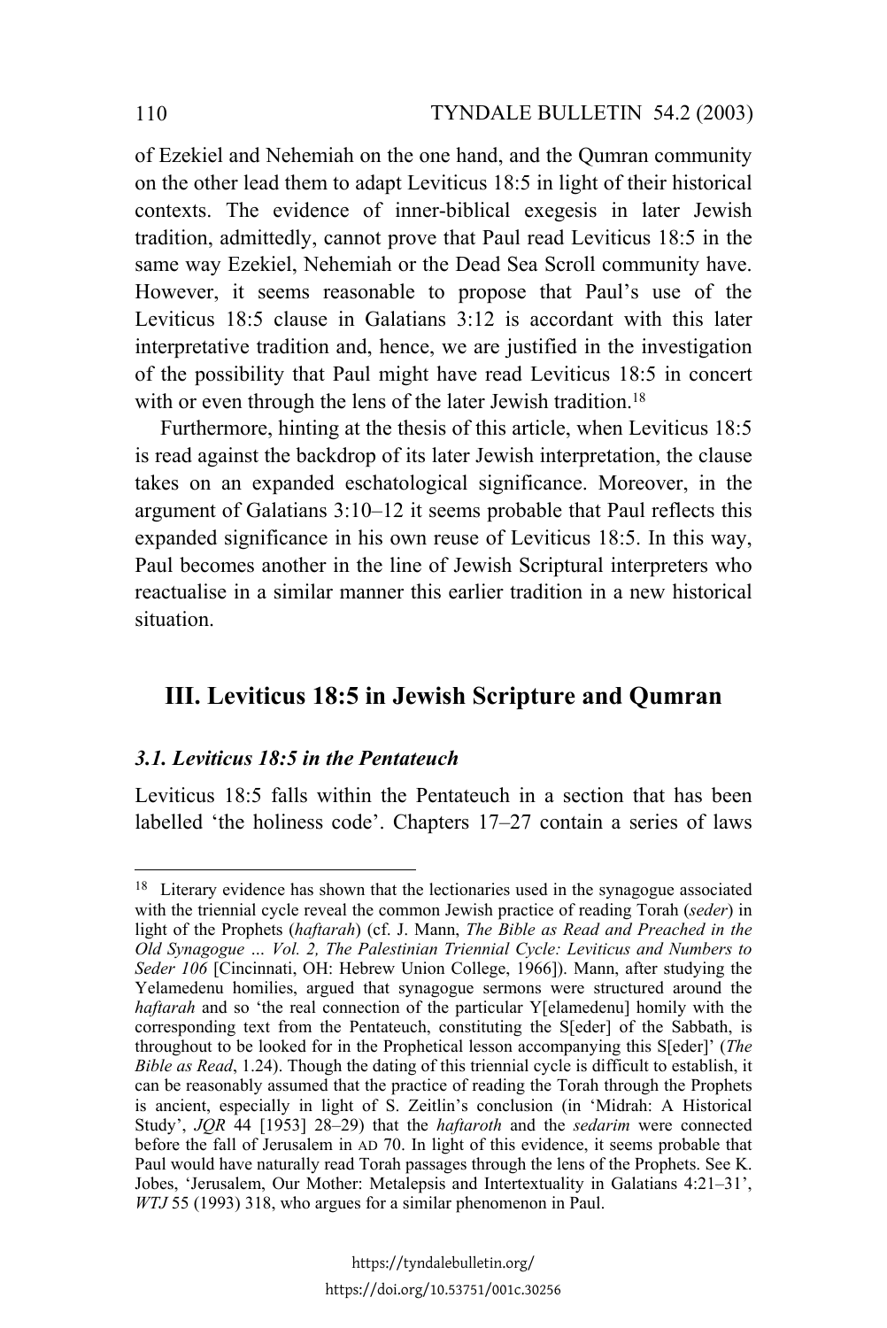of Ezekiel and Nehemiah on the one hand, and the Qumran community on the other lead them to adapt Leviticus 18:5 in light of their historical contexts. The evidence of inner-biblical exegesis in later Jewish tradition, admittedly, cannot prove that Paul read Leviticus 18:5 in the same way Ezekiel, Nehemiah or the Dead Sea Scroll community have. However, it seems reasonable to propose that Paul's use of the Leviticus 18:5 clause in Galatians 3:12 is accordant with this later interpretative tradition and, hence, we are justified in the investigation of the possibility that Paul might have read Leviticus 18:5 in concert with or even through the lens of the later Jewish tradition.[18]

Furthermore, hinting at the thesis of this article, when Leviticus 18:5 is read against the backdrop of its later Jewish interpretation, the clause takes on an expanded eschatological significance. Moreover, in the argument of Galatians 3:10–12 it seems probable that Paul reflects this expanded significance in his own reuse of Leviticus 18:5. In this way, Paul becomes another in the line of Jewish Scriptural interpreters who reactualise in a similar manner this earlier tradition in a new historical situation.

## III. Leviticus 18:5 in Jewish Scripture and Qumran

### *3.1. Leviticus 18:5 in the Pentateuch*

Leviticus 18:5 falls within the Pentateuch in a section that has been labelled 'the holiness code'. Chapters 17–27 contain a series of laws

---

[18] Literary evidence has shown that the lectionaries used in the synagogue associated with the triennial cycle reveal the common Jewish practice of reading Torah (*seder*) in light of the Prophets (*haftarah*) (cf. J. Mann, *The Bible as Read and Preached in the Old Synagogue … Vol. 2, The Palestinian Triennial Cycle: Leviticus and Numbers to Seder 106* [Cincinnati, OH: Hebrew Union College, 1966]). Mann, after studying the Yelamedenu homilies, argued that synagogue sermons were structured around the *haftarah* and so 'the real connection of the particular Y[elamedenu] homily with the corresponding text from the Pentateuch, constituting the S[eder] of the Sabbath, is throughout to be looked for in the Prophetical lesson accompanying this S[eder]' (*The Bible as Read*, 1.24). Though the dating of this triennial cycle is difficult to establish, it can be reasonably assumed that the practice of reading the Torah through the Prophets is ancient, especially in light of S. Zeitlin's conclusion (in 'Midrah: A Historical Study', *JQR* 44 [1953] 28–29) that the *haftaroth* and the *sedarim* were connected before the fall of Jerusalem in AD 70. In light of this evidence, it seems probable that Paul would have naturally read Torah passages through the lens of the Prophets. See K. Jobes, 'Jerusalem, Our Mother: Metalepsis and Intertextuality in Galatians 4:21–31', *WTJ* 55 (1993) 318, who argues for a similar phenomenon in Paul.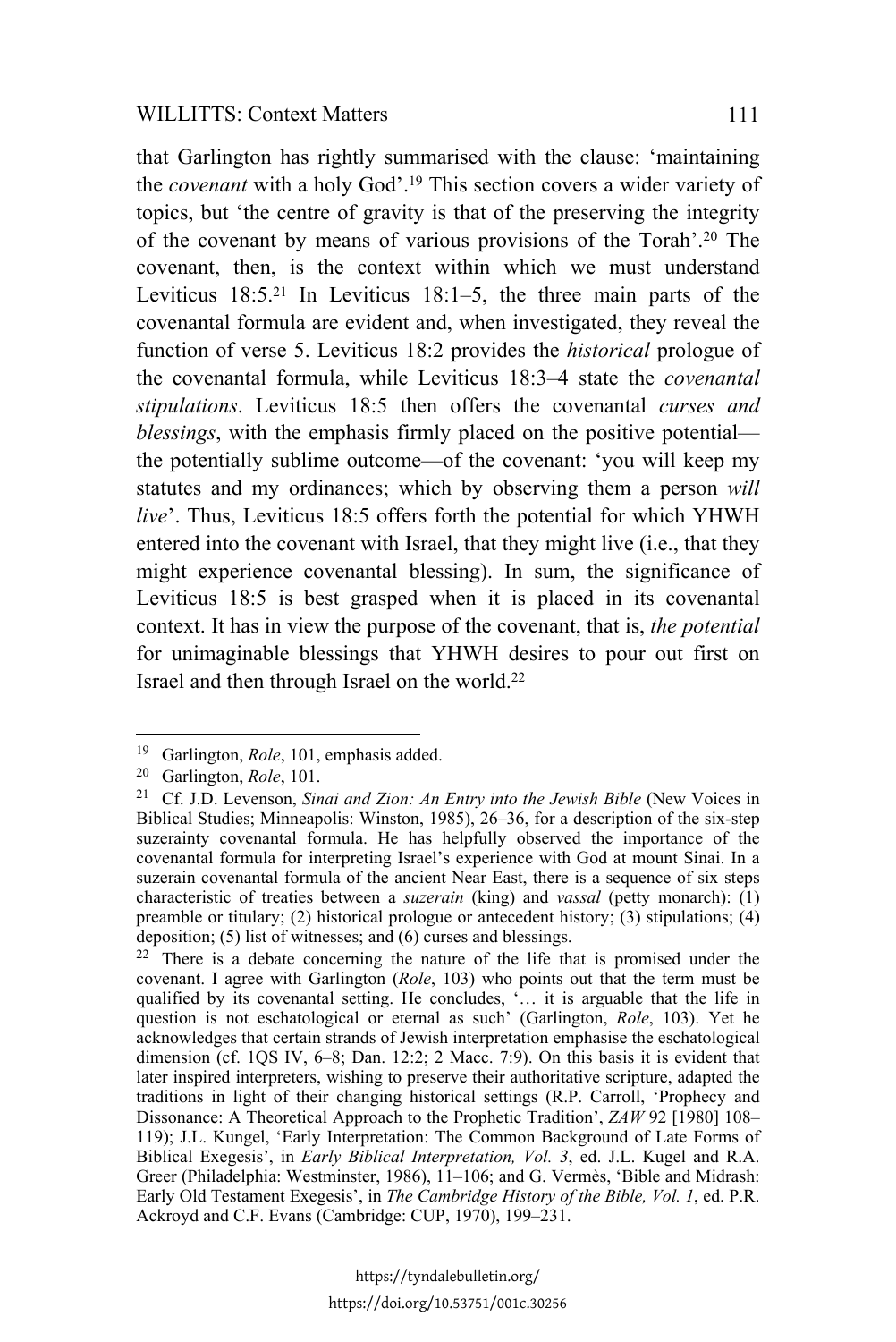that Garlington has rightly summarised with the clause: 'maintaining the *covenant* with a holy God'.[19] This section covers a wider variety of topics, but 'the centre of gravity is that of the preserving the integrity of the covenant by means of various provisions of the Torah'.[20] The covenant, then, is the context within which we must understand Leviticus 18:5.[21] In Leviticus 18:1–5, the three main parts of the covenantal formula are evident and, when investigated, they reveal the function of verse 5. Leviticus 18:2 provides the *historical* prologue of the covenantal formula, while Leviticus 18:3–4 state the *covenantal stipulations*. Leviticus 18:5 then offers the covenantal *curses and blessings*, with the emphasis firmly placed on the positive potential—the potentially sublime outcome—of the covenant: 'you will keep my statutes and my ordinances; which by observing them a person *will live*'. Thus, Leviticus 18:5 offers forth the potential for which YHWH entered into the covenant with Israel, that they might live (i.e., that they might experience covenantal blessing). In sum, the significance of Leviticus 18:5 is best grasped when it is placed in its covenantal context. It has in view the purpose of the covenant, that is, *the potential* for unimaginable blessings that YHWH desires to pour out first on Israel and then through Israel on the world.[22]

---

[19] Garlington, *Role*, 101, emphasis added.

[20] Garlington, *Role*, 101.

[21] Cf. J.D. Levenson, *Sinai and Zion: An Entry into the Jewish Bible* (New Voices in Biblical Studies; Minneapolis: Winston, 1985), 26–36, for a description of the six-step suzerainty covenantal formula. He has helpfully observed the importance of the covenantal formula for interpreting Israel's experience with God at mount Sinai. In a suzerain covenantal formula of the ancient Near East, there is a sequence of six steps characteristic of treaties between a *suzerain* (king) and *vassal* (petty monarch): (1) preamble or titulary; (2) historical prologue or antecedent history; (3) stipulations; (4) deposition; (5) list of witnesses; and (6) curses and blessings.

[22] There is a debate concerning the nature of the life that is promised under the covenant. I agree with Garlington (*Role*, 103) who points out that the term must be qualified by its covenantal setting. He concludes, '… it is arguable that the life in question is not eschatological or eternal as such' (Garlington, *Role*, 103). Yet he acknowledges that certain strands of Jewish interpretation emphasise the eschatological dimension (cf. 1QS IV, 6–8; Dan. 12:2; 2 Macc. 7:9). On this basis it is evident that later inspired interpreters, wishing to preserve their authoritative scripture, adapted the traditions in light of their changing historical settings (R.P. Carroll, 'Prophecy and Dissonance: A Theoretical Approach to the Prophetic Tradition', *ZAW* 92 [1980] 108–119); J.L. Kungel, 'Early Interpretation: The Common Background of Late Forms of Biblical Exegesis', in *Early Biblical Interpretation, Vol. 3*, ed. J.L. Kugel and R.A. Greer (Philadelphia: Westminster, 1986), 11–106; and G. Vermès, 'Bible and Midrash: Early Old Testament Exegesis', in *The Cambridge History of the Bible, Vol. 1*, ed. P.R. Ackroyd and C.F. Evans (Cambridge: CUP, 1970), 199–231.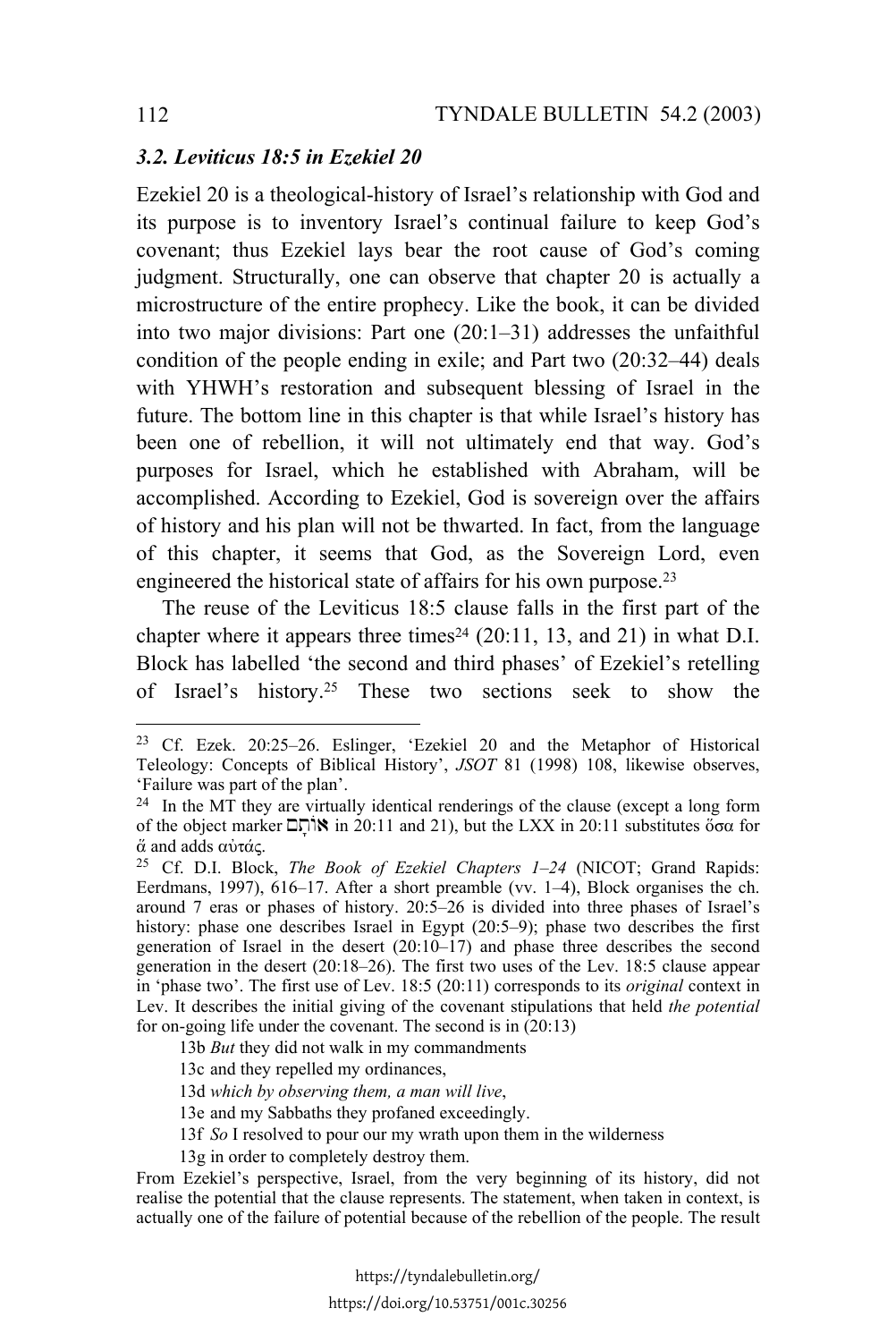### *3.2. Leviticus 18:5 in Ezekiel 20*

Ezekiel 20 is a theological-history of Israel's relationship with God and its purpose is to inventory Israel's continual failure to keep God's covenant; thus Ezekiel lays bear the root cause of God's coming judgment. Structurally, one can observe that chapter 20 is actually a microstructure of the entire prophecy. Like the book, it can be divided into two major divisions: Part one (20:1–31) addresses the unfaithful condition of the people ending in exile; and Part two (20:32–44) deals with YHWH's restoration and subsequent blessing of Israel in the future. The bottom line in this chapter is that while Israel's history has been one of rebellion, it will not ultimately end that way. God's purposes for Israel, which he established with Abraham, will be accomplished. According to Ezekiel, God is sovereign over the affairs of history and his plan will not be thwarted. In fact, from the language of this chapter, it seems that God, as the Sovereign Lord, even engineered the historical state of affairs for his own purpose.[23]

The reuse of the Leviticus 18:5 clause falls in the first part of the chapter where it appears three times[24] (20:11, 13, and 21) in what D.I. Block has labelled 'the second and third phases' of Ezekiel's retelling of Israel's history.[25] These two sections seek to show the

---

[23] Cf. Ezek. 20:25–26. Eslinger, 'Ezekiel 20 and the Metaphor of Historical Teleology: Concepts of Biblical History', *JSOT* 81 (1998) 108, likewise observes, 'Failure was part of the plan'.

[24] In the MT they are virtually identical renderings of the clause (except a long form of the object marker אוֹתָם in 20:11 and 21), but the LXX in 20:11 substitutes ὅσα for ἅ and adds αὐτάς.

[25] Cf. D.I. Block, *The Book of Ezekiel Chapters 1–24* (NICOT; Grand Rapids: Eerdmans, 1997), 616–17. After a short preamble (vv. 1–4), Block organises the ch. around 7 eras or phases of history. 20:5–26 is divided into three phases of Israel's history: phase one describes Israel in Egypt (20:5–9); phase two describes the first generation of Israel in the desert (20:10–17) and phase three describes the second generation in the desert (20:18–26). The first two uses of the Lev. 18:5 clause appear in 'phase two'. The first use of Lev. 18:5 (20:11) corresponds to its *original* context in Lev. It describes the initial giving of the covenant stipulations that held *the potential* for on-going life under the covenant. The second is in (20:13)

13b *But* they did not walk in my commandments

13c and they repelled my ordinances,

13d *which by observing them, a man will live*,

13e and my Sabbaths they profaned exceedingly.

13f *So* I resolved to pour our my wrath upon them in the wilderness

13g in order to completely destroy them.

From Ezekiel's perspective, Israel, from the very beginning of its history, did not realise the potential that the clause represents. The statement, when taken in context, is actually one of the failure of potential because of the rebellion of the people. The result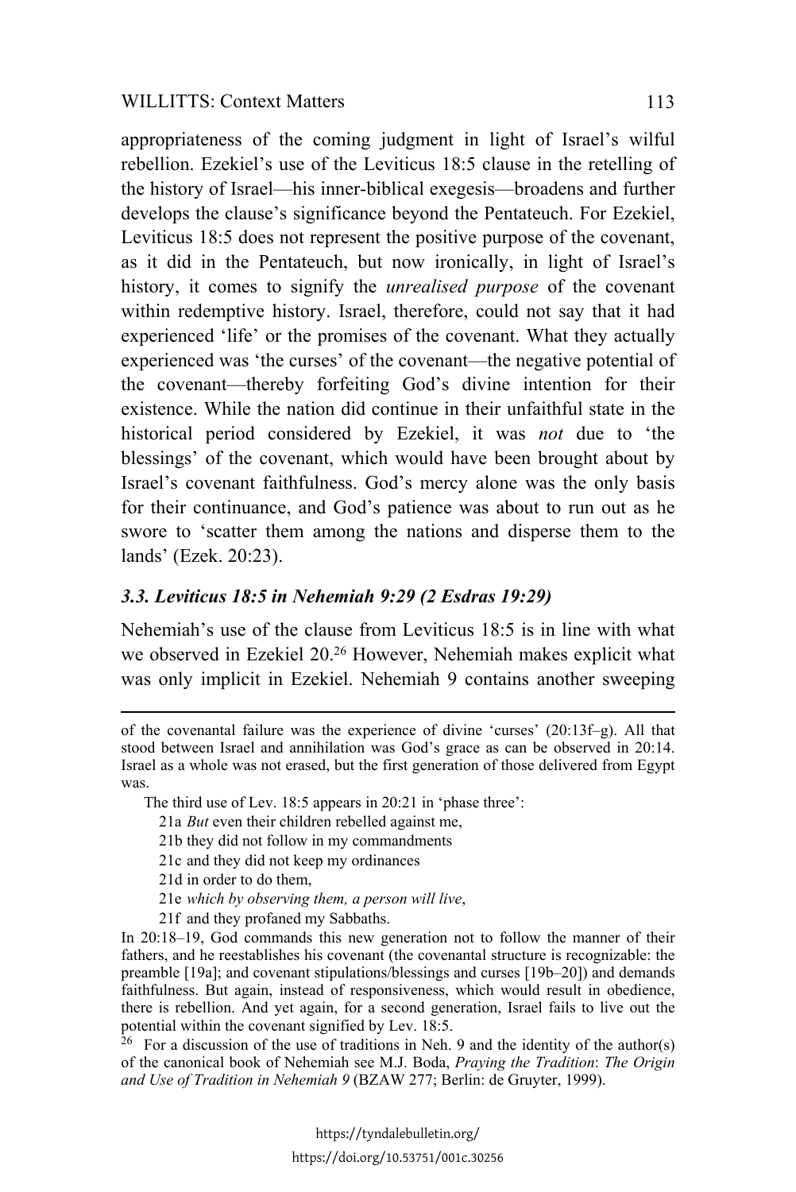appropriateness of the coming judgment in light of Israel's wilful rebellion. Ezekiel's use of the Leviticus 18:5 clause in the retelling of the history of Israel—his inner-biblical exegesis—broadens and further develops the clause's significance beyond the Pentateuch. For Ezekiel, Leviticus 18:5 does not represent the positive purpose of the covenant, as it did in the Pentateuch, but now ironically, in light of Israel's history, it comes to signify the *unrealised purpose* of the covenant within redemptive history. Israel, therefore, could not say that it had experienced 'life' or the promises of the covenant. What they actually experienced was 'the curses' of the covenant—the negative potential of the covenant—thereby forfeiting God's divine intention for their existence. While the nation did continue in their unfaithful state in the historical period considered by Ezekiel, it was *not* due to 'the blessings' of the covenant, which would have been brought about by Israel's covenant faithfulness. God's mercy alone was the only basis for their continuance, and God's patience was about to run out as he swore to 'scatter them among the nations and disperse them to the lands' (Ezek. 20:23).

### *3.3. Leviticus 18:5 in Nehemiah 9:29 (2 Esdras 19:29)*

Nehemiah's use of the clause from Leviticus 18:5 is in line with what we observed in Ezekiel 20.[26] However, Nehemiah makes explicit what was only implicit in Ezekiel. Nehemiah 9 contains another sweeping

---

of the covenantal failure was the experience of divine 'curses' (20:13f–g). All that stood between Israel and annihilation was God's grace as can be observed in 20:14. Israel as a whole was not erased, but the first generation of those delivered from Egypt was.

The third use of Lev. 18:5 appears in 20:21 in 'phase three':

21a *But* even their children rebelled against me,
21b they did not follow in my commandments
21c and they did not keep my ordinances
21d in order to do them,
21e *which by observing them, a person will live*,
21f and they profaned my Sabbaths.

In 20:18–19, God commands this new generation not to follow the manner of their fathers, and he reestablishes his covenant (the covenantal structure is recognizable: the preamble [19a]; and covenant stipulations/blessings and curses [19b–20]) and demands faithfulness. But again, instead of responsiveness, which would result in obedience, there is rebellion. And yet again, for a second generation, Israel fails to live out the potential within the covenant signified by Lev. 18:5.

[26] For a discussion of the use of traditions in Neh. 9 and the identity of the author(s) of the canonical book of Nehemiah see M.J. Boda, *Praying the Tradition*: *The Origin and Use of Tradition in Nehemiah 9* (BZAW 277; Berlin: de Gruyter, 1999).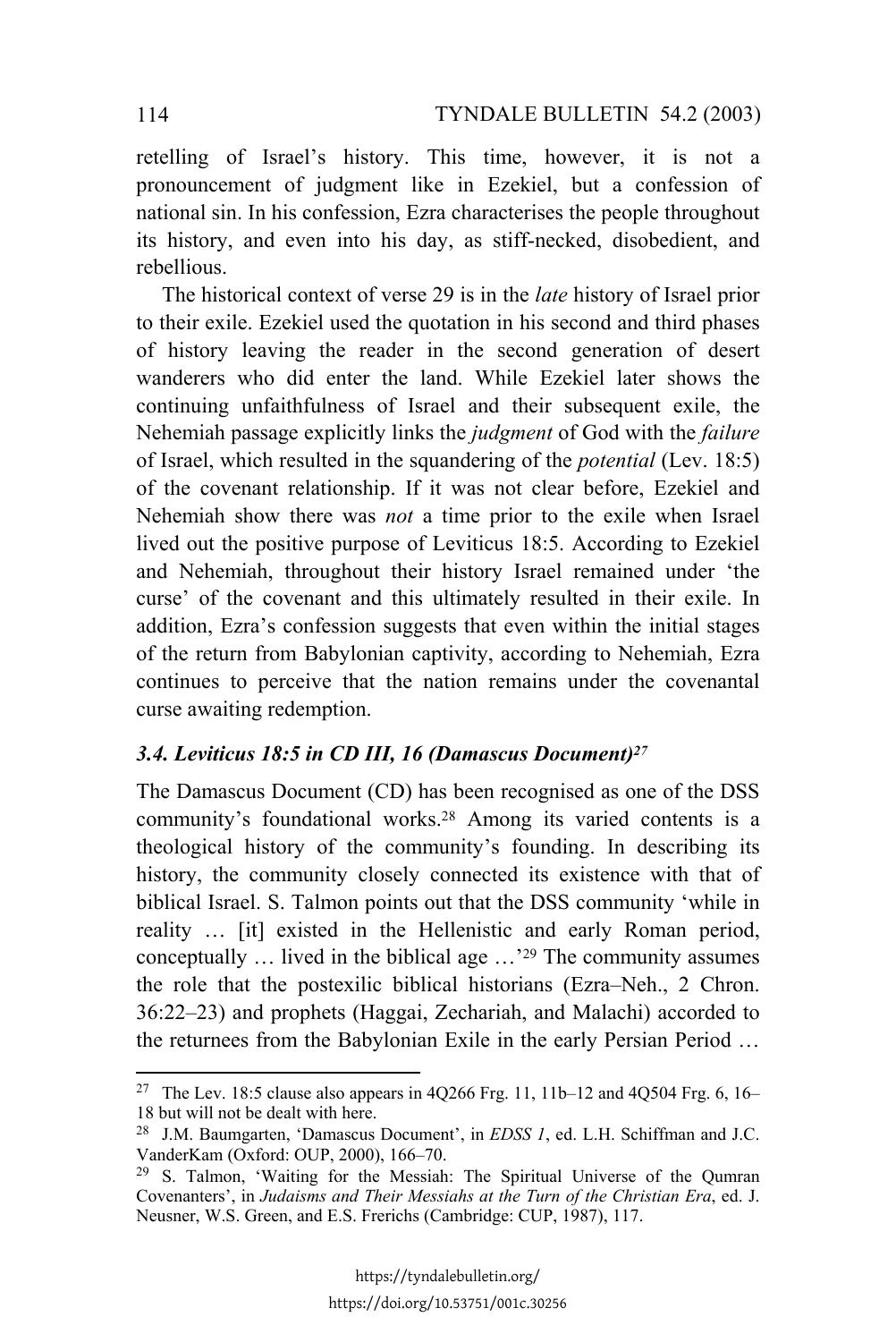retelling of Israel's history. This time, however, it is not a pronouncement of judgment like in Ezekiel, but a confession of national sin. In his confession, Ezra characterises the people throughout its history, and even into his day, as stiff-necked, disobedient, and rebellious.

The historical context of verse 29 is in the *late* history of Israel prior to their exile. Ezekiel used the quotation in his second and third phases of history leaving the reader in the second generation of desert wanderers who did enter the land. While Ezekiel later shows the continuing unfaithfulness of Israel and their subsequent exile, the Nehemiah passage explicitly links the *judgment* of God with the *failure* of Israel, which resulted in the squandering of the *potential* (Lev. 18:5) of the covenant relationship. If it was not clear before, Ezekiel and Nehemiah show there was *not* a time prior to the exile when Israel lived out the positive purpose of Leviticus 18:5. According to Ezekiel and Nehemiah, throughout their history Israel remained under 'the curse' of the covenant and this ultimately resulted in their exile. In addition, Ezra's confession suggests that even within the initial stages of the return from Babylonian captivity, according to Nehemiah, Ezra continues to perceive that the nation remains under the covenantal curse awaiting redemption.

### *3.4. Leviticus 18:5 in CD III, 16 (Damascus Document)*[27]

The Damascus Document (CD) has been recognised as one of the DSS community's foundational works.[28] Among its varied contents is a theological history of the community's founding. In describing its history, the community closely connected its existence with that of biblical Israel. S. Talmon points out that the DSS community 'while in reality … [it] existed in the Hellenistic and early Roman period, conceptually … lived in the biblical age …'[29] The community assumes the role that the postexilic biblical historians (Ezra–Neh., 2 Chron. 36:22–23) and prophets (Haggai, Zechariah, and Malachi) accorded to the returnees from the Babylonian Exile in the early Persian Period …

---

[27] The Lev. 18:5 clause also appears in 4Q266 Frg. 11, 11b–12 and 4Q504 Frg. 6, 16–18 but will not be dealt with here.

[28] J.M. Baumgarten, 'Damascus Document', in *EDSS 1*, ed. L.H. Schiffman and J.C. VanderKam (Oxford: OUP, 2000), 166–70.

[29] S. Talmon, 'Waiting for the Messiah: The Spiritual Universe of the Qumran Covenanters', in *Judaisms and Their Messiahs at the Turn of the Christian Era*, ed. J. Neusner, W.S. Green, and E.S. Frerichs (Cambridge: CUP, 1987), 117.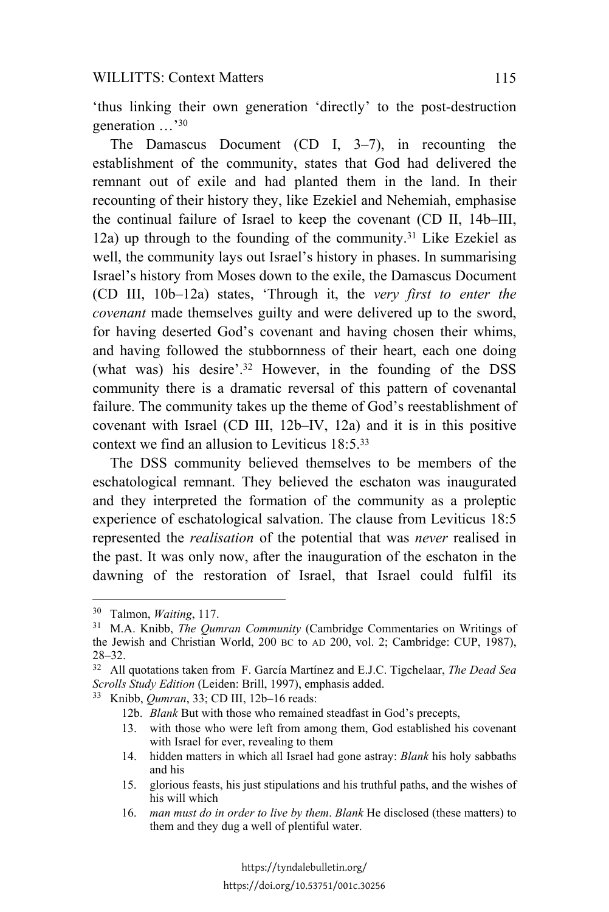'thus linking their own generation 'directly' to the post-destruction generation …'[30]

The Damascus Document (CD I, 3–7), in recounting the establishment of the community, states that God had delivered the remnant out of exile and had planted them in the land. In their recounting of their history they, like Ezekiel and Nehemiah, emphasise the continual failure of Israel to keep the covenant (CD II, 14b–III, 12a) up through to the founding of the community.[31] Like Ezekiel as well, the community lays out Israel's history in phases. In summarising Israel's history from Moses down to the exile, the Damascus Document (CD III, 10b–12a) states, 'Through it, the *very first to enter the covenant* made themselves guilty and were delivered up to the sword, for having deserted God's covenant and having chosen their whims, and having followed the stubbornness of their heart, each one doing (what was) his desire'.[32] However, in the founding of the DSS community there is a dramatic reversal of this pattern of covenantal failure. The community takes up the theme of God's reestablishment of covenant with Israel (CD III, 12b–IV, 12a) and it is in this positive context we find an allusion to Leviticus 18:5.[33]

The DSS community believed themselves to be members of the eschatological remnant. They believed the eschaton was inaugurated and they interpreted the formation of the community as a proleptic experience of eschatological salvation. The clause from Leviticus 18:5 represented the *realisation* of the potential that was *never* realised in the past. It was only now, after the inauguration of the eschaton in the dawning of the restoration of Israel, that Israel could fulfil its

---

[30] Talmon, *Waiting*, 117.

[31] M.A. Knibb, *The Qumran Community* (Cambridge Commentaries on Writings of the Jewish and Christian World, 200 BC to AD 200, vol. 2; Cambridge: CUP, 1987), 28–32.

[32] All quotations taken from F. García Martínez and E.J.C. Tigchelaar, *The Dead Sea Scrolls Study Edition* (Leiden: Brill, 1997), emphasis added.

[33] Knibb, *Qumran*, 33; CD III, 12b–16 reads:

12b. *Blank* But with those who remained steadfast in God's precepts,
13. with those who were left from among them, God established his covenant with Israel for ever, revealing to them
14. hidden matters in which all Israel had gone astray: *Blank* his holy sabbaths and his
15. glorious feasts, his just stipulations and his truthful paths, and the wishes of his will which
16. *man must do in order to live by them*. *Blank* He disclosed (these matters) to them and they dug a well of plentiful water.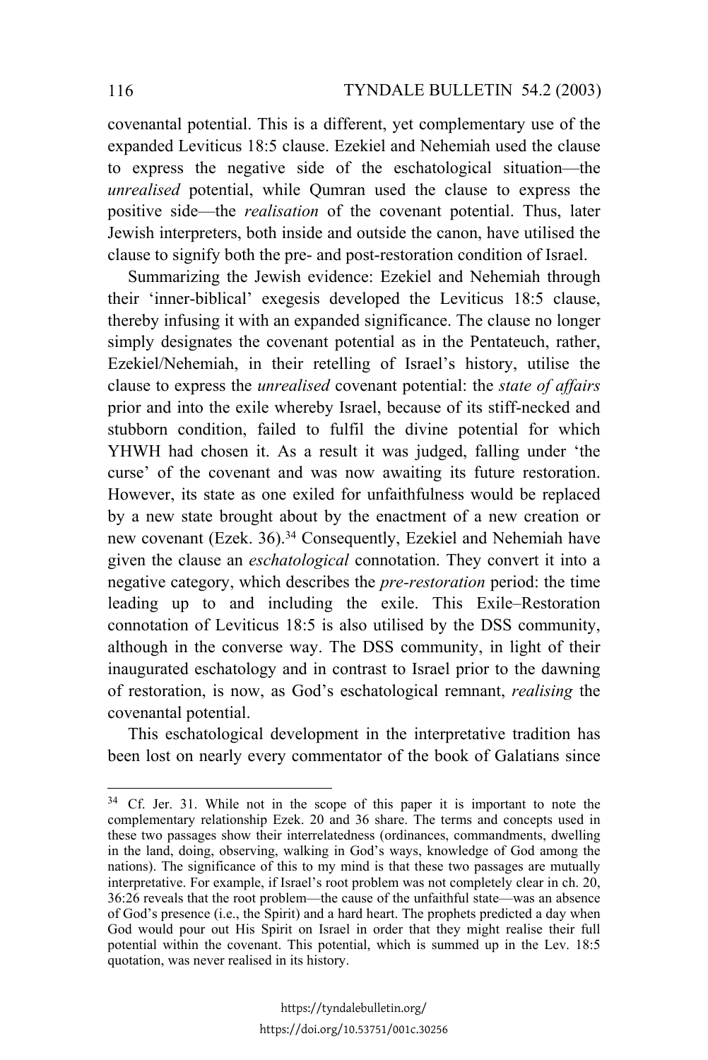covenantal potential. This is a different, yet complementary use of the expanded Leviticus 18:5 clause. Ezekiel and Nehemiah used the clause to express the negative side of the eschatological situation—the *unrealised* potential, while Qumran used the clause to express the positive side—the *realisation* of the covenant potential. Thus, later Jewish interpreters, both inside and outside the canon, have utilised the clause to signify both the pre- and post-restoration condition of Israel.

Summarizing the Jewish evidence: Ezekiel and Nehemiah through their 'inner-biblical' exegesis developed the Leviticus 18:5 clause, thereby infusing it with an expanded significance. The clause no longer simply designates the covenant potential as in the Pentateuch, rather, Ezekiel/Nehemiah, in their retelling of Israel's history, utilise the clause to express the *unrealised* covenant potential: the *state of affairs* prior and into the exile whereby Israel, because of its stiff-necked and stubborn condition, failed to fulfil the divine potential for which YHWH had chosen it. As a result it was judged, falling under 'the curse' of the covenant and was now awaiting its future restoration. However, its state as one exiled for unfaithfulness would be replaced by a new state brought about by the enactment of a new creation or new covenant (Ezek. 36).[34] Consequently, Ezekiel and Nehemiah have given the clause an *eschatological* connotation. They convert it into a negative category, which describes the *pre-restoration* period: the time leading up to and including the exile. This Exile–Restoration connotation of Leviticus 18:5 is also utilised by the DSS community, although in the converse way. The DSS community, in light of their inaugurated eschatology and in contrast to Israel prior to the dawning of restoration, is now, as God's eschatological remnant, *realising* the covenantal potential.

This eschatological development in the interpretative tradition has been lost on nearly every commentator of the book of Galatians since

---

[34] Cf. Jer. 31. While not in the scope of this paper it is important to note the complementary relationship Ezek. 20 and 36 share. The terms and concepts used in these two passages show their interrelatedness (ordinances, commandments, dwelling in the land, doing, observing, walking in God's ways, knowledge of God among the nations). The significance of this to my mind is that these two passages are mutually interpretative. For example, if Israel's root problem was not completely clear in ch. 20, 36:26 reveals that the root problem—the cause of the unfaithful state—was an absence of God's presence (i.e., the Spirit) and a hard heart. The prophets predicted a day when God would pour out His Spirit on Israel in order that they might realise their full potential within the covenant. This potential, which is summed up in the Lev. 18:5 quotation, was never realised in its history.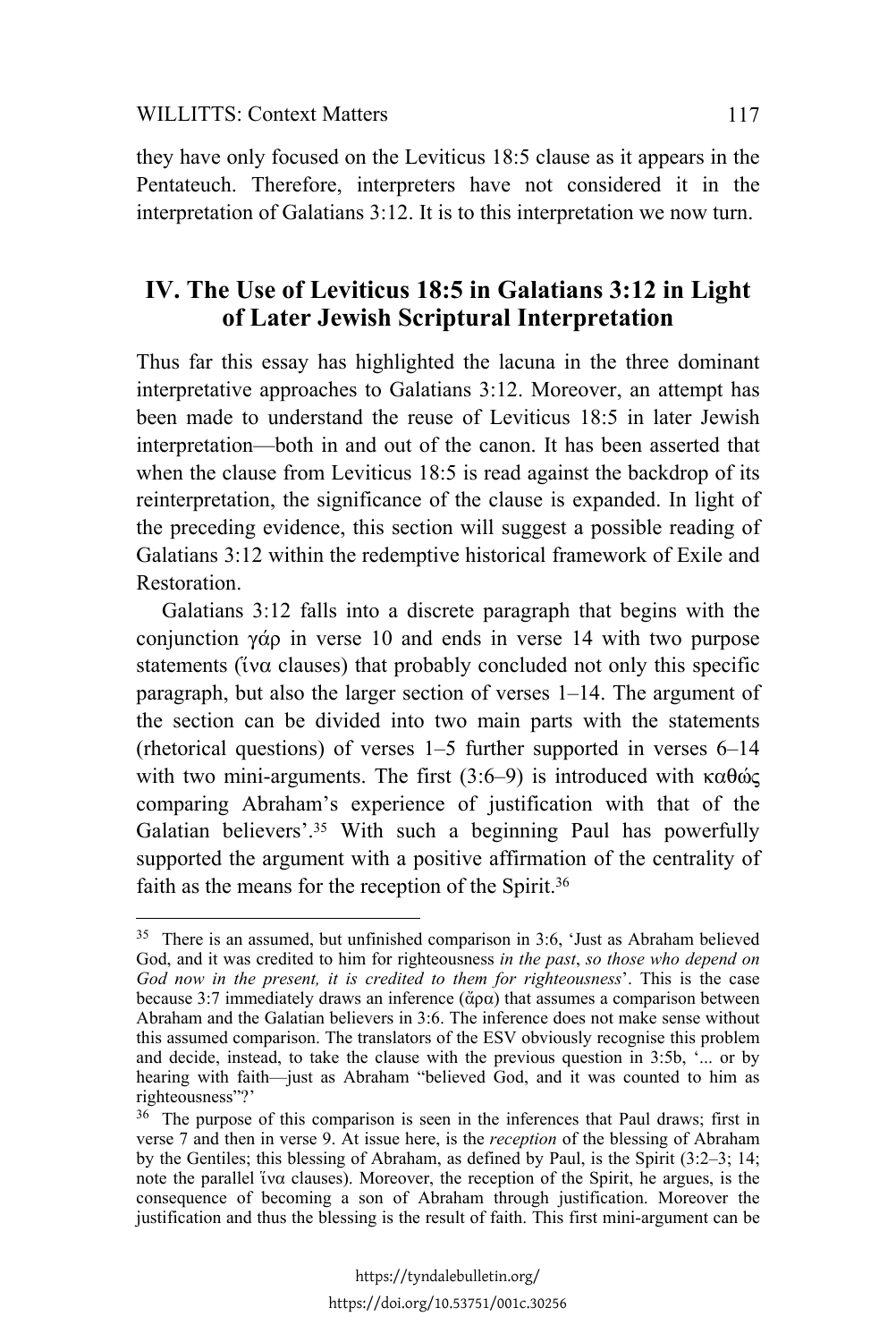they have only focused on the Leviticus 18:5 clause as it appears in the Pentateuch. Therefore, interpreters have not considered it in the interpretation of Galatians 3:12. It is to this interpretation we now turn.

## IV. The Use of Leviticus 18:5 in Galatians 3:12 in Light of Later Jewish Scriptural Interpretation

Thus far this essay has highlighted the lacuna in the three dominant interpretative approaches to Galatians 3:12. Moreover, an attempt has been made to understand the reuse of Leviticus 18:5 in later Jewish interpretation—both in and out of the canon. It has been asserted that when the clause from Leviticus 18:5 is read against the backdrop of its reinterpretation, the significance of the clause is expanded. In light of the preceding evidence, this section will suggest a possible reading of Galatians 3:12 within the redemptive historical framework of Exile and Restoration.

Galatians 3:12 falls into a discrete paragraph that begins with the conjunction γάρ in verse 10 and ends in verse 14 with two purpose statements (ἵνα clauses) that probably concluded not only this specific paragraph, but also the larger section of verses 1–14. The argument of the section can be divided into two main parts with the statements (rhetorical questions) of verses 1–5 further supported in verses 6–14 with two mini-arguments. The first (3:6–9) is introduced with καθώς comparing Abraham's experience of justification with that of the Galatian believers'.[35] With such a beginning Paul has powerfully supported the argument with a positive affirmation of the centrality of faith as the means for the reception of the Spirit.[36]

---

[35] There is an assumed, but unfinished comparison in 3:6, 'Just as Abraham believed God, and it was credited to him for righteousness *in the past*, *so those who depend on God now in the present, it is credited to them for righteousness*'. This is the case because 3:7 immediately draws an inference (ἄρα) that assumes a comparison between Abraham and the Galatian believers in 3:6. The inference does not make sense without this assumed comparison. The translators of the ESV obviously recognise this problem and decide, instead, to take the clause with the previous question in 3:5b, '... or by hearing with faith—just as Abraham "believed God, and it was counted to him as righteousness"?'

[36] The purpose of this comparison is seen in the inferences that Paul draws; first in verse 7 and then in verse 9. At issue here, is the *reception* of the blessing of Abraham by the Gentiles; this blessing of Abraham, as defined by Paul, is the Spirit (3:2–3; 14; note the parallel ἵνα clauses). Moreover, the reception of the Spirit, he argues, is the consequence of becoming a son of Abraham through justification. Moreover the justification and thus the blessing is the result of faith. This first mini-argument can be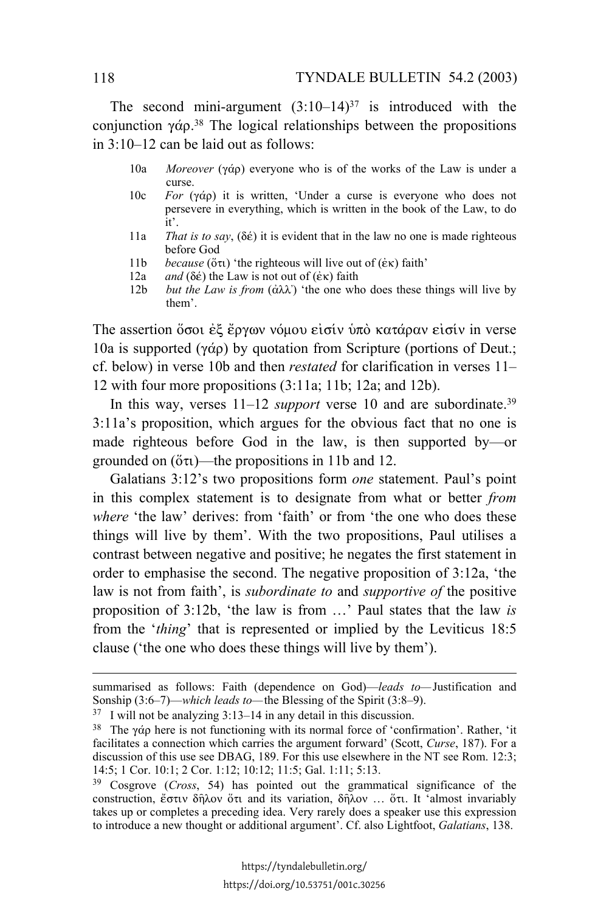The second mini-argument (3:10–14)[37] is introduced with the conjunction γάρ.[38] The logical relationships between the propositions in 3:10–12 can be laid out as follows:

- 10a *Moreover* (γάρ) everyone who is of the works of the Law is under a curse.
- 10c *For* (γάρ) it is written, 'Under a curse is everyone who does not persevere in everything, which is written in the book of the Law, to do it'.
- 11a *That is to say*, (δέ) it is evident that in the law no one is made righteous before God
- 11b *because* (ὅτι) 'the righteous will live out of (ἐκ) faith'
- 12a *and* (δέ) the Law is not out of (ἐκ) faith
- 12b *but the Law is from* (ἀλλ᾽) 'the one who does these things will live by them'.

The assertion ὅσοι ἐξ ἔργων νόμου εἰσίν ὑπὸ κατάραν εἰσίν in verse 10a is supported (γάρ) by quotation from Scripture (portions of Deut.; cf. below) in verse 10b and then *restated* for clarification in verses 11–12 with four more propositions (3:11a; 11b; 12a; and 12b).

In this way, verses 11–12 *support* verse 10 and are subordinate.[39] 3:11a's proposition, which argues for the obvious fact that no one is made righteous before God in the law, is then supported by—or grounded on (ὅτι)—the propositions in 11b and 12.

Galatians 3:12's two propositions form *one* statement. Paul's point in this complex statement is to designate from what or better *from where* 'the law' derives: from 'faith' or from 'the one who does these things will live by them'. With the two propositions, Paul utilises a contrast between negative and positive; he negates the first statement in order to emphasise the second. The negative proposition of 3:12a, 'the law is not from faith', is *subordinate to* and *supportive of* the positive proposition of 3:12b, 'the law is from …' Paul states that the law *is* from the '*thing*' that is represented or implied by the Leviticus 18:5 clause ('the one who does these things will live by them').

---

summarised as follows: Faith (dependence on God)—*leads to*—Justification and Sonship (3:6–7)—*which leads to*—the Blessing of the Spirit (3:8–9).

[37] I will not be analyzing 3:13–14 in any detail in this discussion.

[38] The γάρ here is not functioning with its normal force of 'confirmation'. Rather, 'it facilitates a connection which carries the argument forward' (Scott, *Curse*, 187). For a discussion of this use see DBAG, 189. For this use elsewhere in the NT see Rom. 12:3; 14:5; 1 Cor. 10:1; 2 Cor. 1:12; 10:12; 11:5; Gal. 1:11; 5:13.

[39] Cosgrove (*Cross*, 54) has pointed out the grammatical significance of the construction, ἔστιν δῆλον ὅτι and its variation, δῆλον … ὅτι. It 'almost invariably takes up or completes a preceding idea. Very rarely does a speaker use this expression to introduce a new thought or additional argument'. Cf. also Lightfoot, *Galatians*, 138.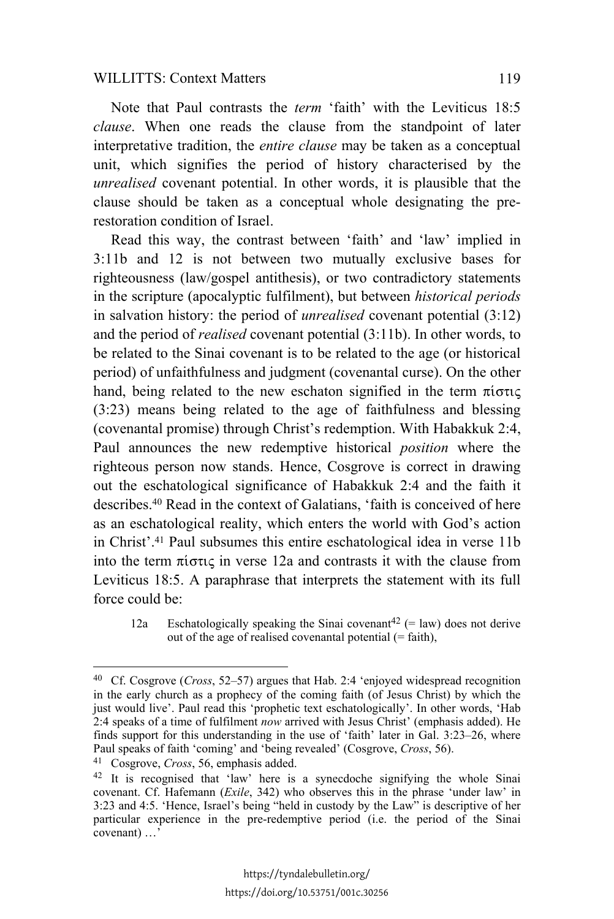Note that Paul contrasts the *term* 'faith' with the Leviticus 18:5 *clause*. When one reads the clause from the standpoint of later interpretative tradition, the *entire clause* may be taken as a conceptual unit, which signifies the period of history characterised by the *unrealised* covenant potential. In other words, it is plausible that the clause should be taken as a conceptual whole designating the pre-restoration condition of Israel.

Read this way, the contrast between 'faith' and 'law' implied in 3:11b and 12 is not between two mutually exclusive bases for righteousness (law/gospel antithesis), or two contradictory statements in the scripture (apocalyptic fulfilment), but between *historical periods* in salvation history: the period of *unrealised* covenant potential (3:12) and the period of *realised* covenant potential (3:11b). In other words, to be related to the Sinai covenant is to be related to the age (or historical period) of unfaithfulness and judgment (covenantal curse). On the other hand, being related to the new eschaton signified in the term πίστις (3:23) means being related to the age of faithfulness and blessing (covenantal promise) through Christ's redemption. With Habakkuk 2:4, Paul announces the new redemptive historical *position* where the righteous person now stands. Hence, Cosgrove is correct in drawing out the eschatological significance of Habakkuk 2:4 and the faith it describes.[40] Read in the context of Galatians, 'faith is conceived of here as an eschatological reality, which enters the world with God's action in Christ'.[41] Paul subsumes this entire eschatological idea in verse 11b into the term πίστις in verse 12a and contrasts it with the clause from Leviticus 18:5. A paraphrase that interprets the statement with its full force could be:

> 12a Eschatologically speaking the Sinai covenant[42] (= law) does not derive out of the age of realised covenantal potential (= faith),

---

[40] Cf. Cosgrove (*Cross*, 52–57) argues that Hab. 2:4 'enjoyed widespread recognition in the early church as a prophecy of the coming faith (of Jesus Christ) by which the just would live'. Paul read this 'prophetic text eschatologically'. In other words, 'Hab 2:4 speaks of a time of fulfilment *now* arrived with Jesus Christ' (emphasis added). He finds support for this understanding in the use of 'faith' later in Gal. 3:23–26, where Paul speaks of faith 'coming' and 'being revealed' (Cosgrove, *Cross*, 56).

[41] Cosgrove, *Cross*, 56, emphasis added.

[42] It is recognised that 'law' here is a synecdoche signifying the whole Sinai covenant. Cf. Hafemann (*Exile*, 342) who observes this in the phrase 'under law' in 3:23 and 4:5. 'Hence, Israel's being "held in custody by the Law" is descriptive of her particular experience in the pre-redemptive period (i.e. the period of the Sinai covenant) …'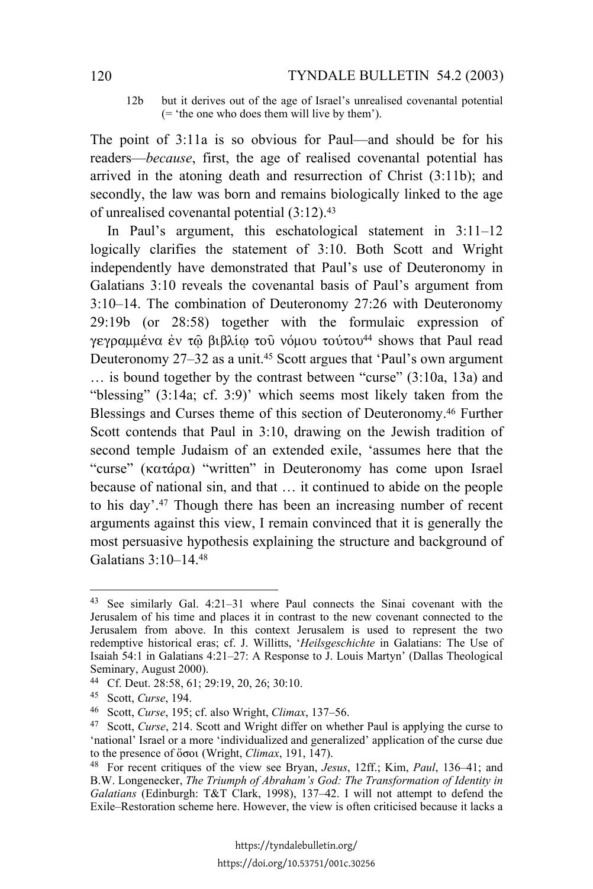12b but it derives out of the age of Israel's unrealised covenantal potential (= 'the one who does them will live by them').

The point of 3:11a is so obvious for Paul—and should be for his readers—*because*, first, the age of realised covenantal potential has arrived in the atoning death and resurrection of Christ (3:11b); and secondly, the law was born and remains biologically linked to the age of unrealised covenantal potential (3:12).[43]

In Paul's argument, this eschatological statement in 3:11–12 logically clarifies the statement of 3:10. Both Scott and Wright independently have demonstrated that Paul's use of Deuteronomy in Galatians 3:10 reveals the covenantal basis of Paul's argument from 3:10–14. The combination of Deuteronomy 27:26 with Deuteronomy 29:19b (or 28:58) together with the formulaic expression of γεγραμμένα ἐν τῷ βιβλίῳ τοῦ νόμου τούτου[44] shows that Paul read Deuteronomy 27–32 as a unit.[45] Scott argues that 'Paul's own argument … is bound together by the contrast between "curse" (3:10a, 13a) and "blessing" (3:14a; cf. 3:9)' which seems most likely taken from the Blessings and Curses theme of this section of Deuteronomy.[46] Further Scott contends that Paul in 3:10, drawing on the Jewish tradition of second temple Judaism of an extended exile, 'assumes here that the "curse" (κατάρα) "written" in Deuteronomy has come upon Israel because of national sin, and that … it continued to abide on the people to his day'.[47] Though there has been an increasing number of recent arguments against this view, I remain convinced that it is generally the most persuasive hypothesis explaining the structure and background of Galatians 3:10–14.[48]

---

[43] See similarly Gal. 4:21–31 where Paul connects the Sinai covenant with the Jerusalem of his time and places it in contrast to the new covenant connected to the Jerusalem from above. In this context Jerusalem is used to represent the two redemptive historical eras; cf. J. Willitts, '*Heilsgeschichte* in Galatians: The Use of Isaiah 54:1 in Galatians 4:21–27: A Response to J. Louis Martyn' (Dallas Theological Seminary, August 2000).

[44] Cf. Deut. 28:58, 61; 29:19, 20, 26; 30:10.

[45] Scott, *Curse*, 194.

[46] Scott, *Curse*, 195; cf. also Wright, *Climax*, 137–56.

[47] Scott, *Curse*, 214. Scott and Wright differ on whether Paul is applying the curse to 'national' Israel or a more 'individualized and generalized' application of the curse due to the presence of ὅσοι (Wright, *Climax*, 191, 147).

[48] For recent critiques of the view see Bryan, *Jesus*, 12ff.; Kim, *Paul*, 136–41; and B.W. Longenecker, *The Triumph of Abraham's God: The Transformation of Identity in Galatians* (Edinburgh: T&T Clark, 1998), 137–42. I will not attempt to defend the Exile–Restoration scheme here. However, the view is often criticised because it lacks a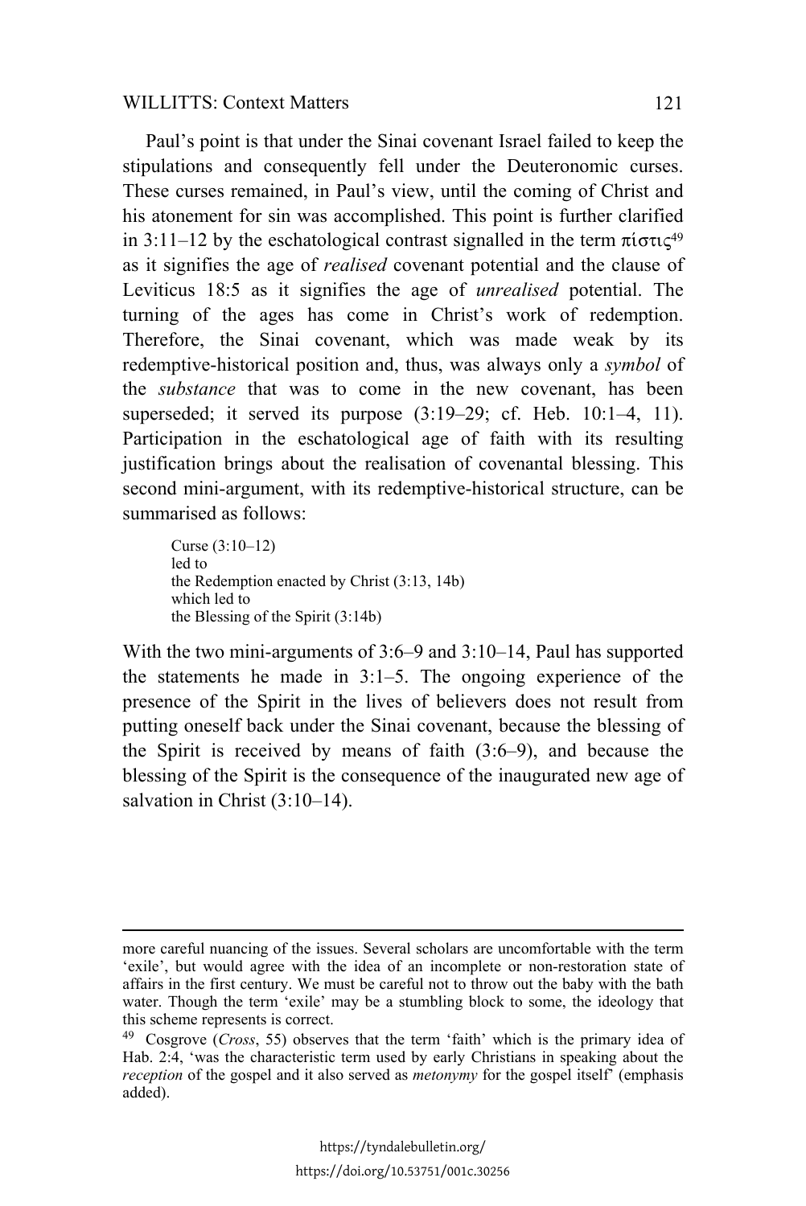Paul's point is that under the Sinai covenant Israel failed to keep the stipulations and consequently fell under the Deuteronomic curses. These curses remained, in Paul's view, until the coming of Christ and his atonement for sin was accomplished. This point is further clarified in 3:11–12 by the eschatological contrast signalled in the term πίστις[49] as it signifies the age of *realised* covenant potential and the clause of Leviticus 18:5 as it signifies the age of *unrealised* potential. The turning of the ages has come in Christ's work of redemption. Therefore, the Sinai covenant, which was made weak by its redemptive-historical position and, thus, was always only a *symbol* of the *substance* that was to come in the new covenant, has been superseded; it served its purpose (3:19–29; cf. Heb. 10:1–4, 11). Participation in the eschatological age of faith with its resulting justification brings about the realisation of covenantal blessing. This second mini-argument, with its redemptive-historical structure, can be summarised as follows:

> Curse (3:10–12)
> led to
> the Redemption enacted by Christ (3:13, 14b)
> which led to
> the Blessing of the Spirit (3:14b)

With the two mini-arguments of 3:6–9 and 3:10–14, Paul has supported the statements he made in 3:1–5. The ongoing experience of the presence of the Spirit in the lives of believers does not result from putting oneself back under the Sinai covenant, because the blessing of the Spirit is received by means of faith (3:6–9), and because the blessing of the Spirit is the consequence of the inaugurated new age of salvation in Christ (3:10–14).

---

more careful nuancing of the issues. Several scholars are uncomfortable with the term 'exile', but would agree with the idea of an incomplete or non-restoration state of affairs in the first century. We must be careful not to throw out the baby with the bath water. Though the term 'exile' may be a stumbling block to some, the ideology that this scheme represents is correct.

[49] Cosgrove (*Cross*, 55) observes that the term 'faith' which is the primary idea of Hab. 2:4, 'was the characteristic term used by early Christians in speaking about the *reception* of the gospel and it also served as *metonymy* for the gospel itself' (emphasis added).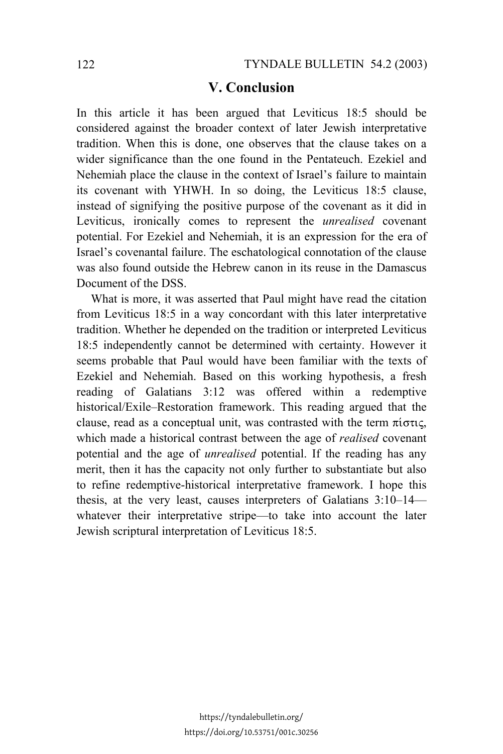## V. Conclusion

In this article it has been argued that Leviticus 18:5 should be considered against the broader context of later Jewish interpretative tradition. When this is done, one observes that the clause takes on a wider significance than the one found in the Pentateuch. Ezekiel and Nehemiah place the clause in the context of Israel's failure to maintain its covenant with YHWH. In so doing, the Leviticus 18:5 clause, instead of signifying the positive purpose of the covenant as it did in Leviticus, ironically comes to represent the *unrealised* covenant potential. For Ezekiel and Nehemiah, it is an expression for the era of Israel's covenantal failure. The eschatological connotation of the clause was also found outside the Hebrew canon in its reuse in the Damascus Document of the DSS.

What is more, it was asserted that Paul might have read the citation from Leviticus 18:5 in a way concordant with this later interpretative tradition. Whether he depended on the tradition or interpreted Leviticus 18:5 independently cannot be determined with certainty. However it seems probable that Paul would have been familiar with the texts of Ezekiel and Nehemiah. Based on this working hypothesis, a fresh reading of Galatians 3:12 was offered within a redemptive historical/Exile–Restoration framework. This reading argued that the clause, read as a conceptual unit, was contrasted with the term πίστις, which made a historical contrast between the age of *realised* covenant potential and the age of *unrealised* potential. If the reading has any merit, then it has the capacity not only further to substantiate but also to refine redemptive-historical interpretative framework. I hope this thesis, at the very least, causes interpreters of Galatians 3:10–14—whatever their interpretative stripe—to take into account the later Jewish scriptural interpretation of Leviticus 18:5.